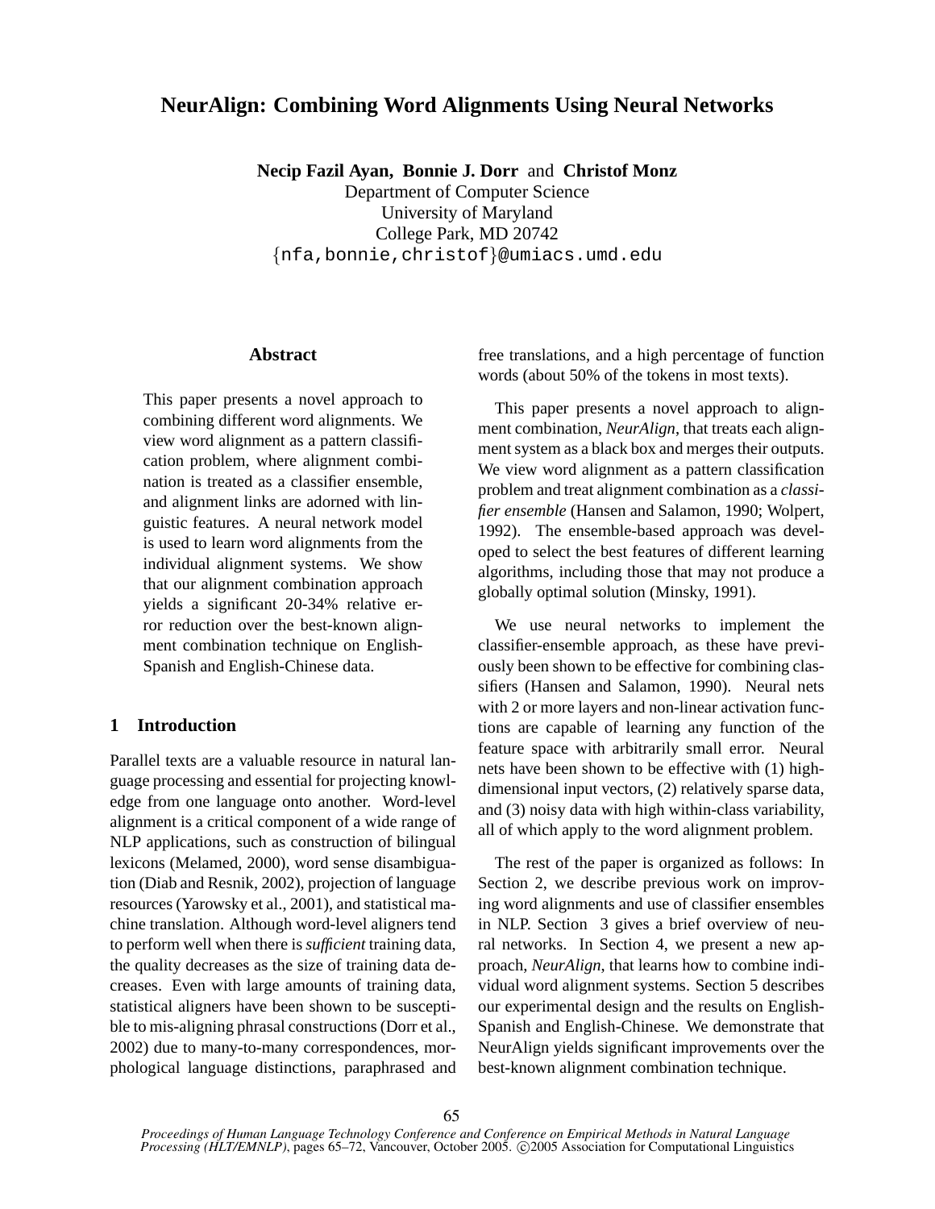# NeurAlign: Combining Word Alignments Using Neural Networks

**Necip Fazil Ayan, Bonnie J. Dorr** and **Christof Monz**
Department of Computer Science
University of Maryland
College Park, MD 20742
{nfa,bonnie,christof}@umiacs.umd.edu

## Abstract

This paper presents a novel approach to combining different word alignments. We view word alignment as a pattern classification problem, where alignment combination is treated as a classifier ensemble, and alignment links are adorned with linguistic features. A neural network model is used to learn word alignments from the individual alignment systems. We show that our alignment combination approach yields a significant 20-34% relative error reduction over the best-known alignment combination technique on English-Spanish and English-Chinese data.

## 1 Introduction

Parallel texts are a valuable resource in natural language processing and essential for projecting knowledge from one language onto another. Word-level alignment is a critical component of a wide range of NLP applications, such as construction of bilingual lexicons (Melamed, 2000), word sense disambiguation (Diab and Resnik, 2002), projection of language resources (Yarowsky et al., 2001), and statistical machine translation. Although word-level aligners tend to perform well when there is *sufficient* training data, the quality decreases as the size of training data decreases. Even with large amounts of training data, statistical aligners have been shown to be susceptible to mis-aligning phrasal constructions (Dorr et al., 2002) due to many-to-many correspondences, morphological language distinctions, paraphrased and free translations, and a high percentage of function words (about 50% of the tokens in most texts).

This paper presents a novel approach to alignment combination, *NeurAlign*, that treats each alignment system as a black box and merges their outputs. We view word alignment as a pattern classification problem and treat alignment combination as a *classifier ensemble* (Hansen and Salamon, 1990; Wolpert, 1992). The ensemble-based approach was developed to select the best features of different learning algorithms, including those that may not produce a globally optimal solution (Minsky, 1991).

We use neural networks to implement the classifier-ensemble approach, as these have previously been shown to be effective for combining classifiers (Hansen and Salamon, 1990). Neural nets with 2 or more layers and non-linear activation functions are capable of learning any function of the feature space with arbitrarily small error. Neural nets have been shown to be effective with (1) high-dimensional input vectors, (2) relatively sparse data, and (3) noisy data with high within-class variability, all of which apply to the word alignment problem.

The rest of the paper is organized as follows: In Section 2, we describe previous work on improving word alignments and use of classifier ensembles in NLP. Section 3 gives a brief overview of neural networks. In Section 4, we present a new approach, *NeurAlign*, that learns how to combine individual word alignment systems. Section 5 describes our experimental design and the results on English-Spanish and English-Chinese. We demonstrate that NeurAlign yields significant improvements over the best-known alignment combination technique.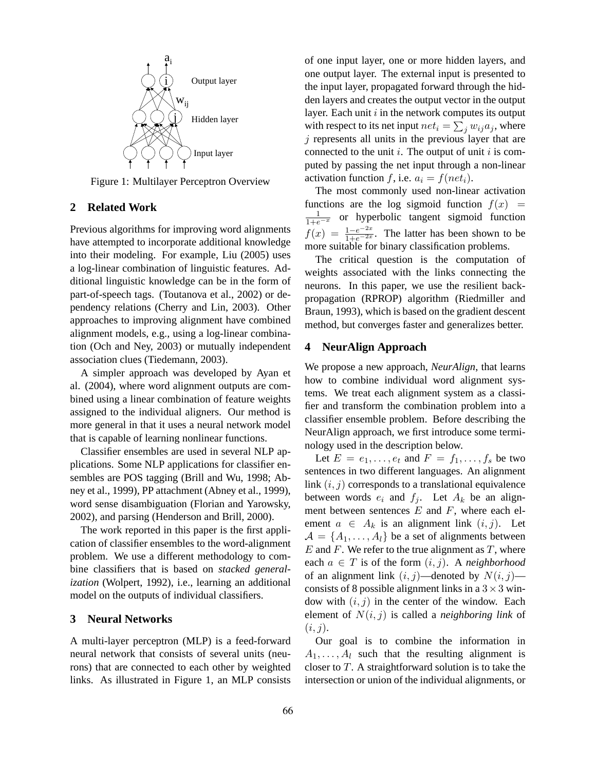Figure 1: Multilayer Perceptron Overview

## 2 Related Work

Previous algorithms for improving word alignments have attempted to incorporate additional knowledge into their modeling. For example, Liu (2005) uses a log-linear combination of linguistic features. Additional linguistic knowledge can be in the form of part-of-speech tags. (Toutanova et al., 2002) or dependency relations (Cherry and Lin, 2003). Other approaches to improving alignment have combined alignment models, e.g., using a log-linear combination (Och and Ney, 2003) or mutually independent association clues (Tiedemann, 2003).

A simpler approach was developed by Ayan et al. (2004), where word alignment outputs are combined using a linear combination of feature weights assigned to the individual aligners. Our method is more general in that it uses a neural network model that is capable of learning nonlinear functions.

Classifier ensembles are used in several NLP applications. Some NLP applications for classifier ensembles are POS tagging (Brill and Wu, 1998; Abney et al., 1999), PP attachment (Abney et al., 1999), word sense disambiguation (Florian and Yarowsky, 2002), and parsing (Henderson and Brill, 2000).

The work reported in this paper is the first application of classifier ensembles to the word-alignment problem. We use a different methodology to combine classifiers that is based on *stacked generalization* (Wolpert, 1992), i.e., learning an additional model on the outputs of individual classifiers.

## 3 Neural Networks

A multi-layer perceptron (MLP) is a feed-forward neural network that consists of several units (neurons) that are connected to each other by weighted links. As illustrated in Figure 1, an MLP consists of one input layer, one or more hidden layers, and one output layer. The external input is presented to the input layer, propagated forward through the hidden layers and creates the output vector in the output layer. Each unit $i$ in the network computes its output with respect to its net input $net_i = \sum_j w_{ij} a_j$, where $j$ represents all units in the previous layer that are connected to the unit $i$. The output of unit $i$ is computed by passing the net input through a non-linear activation function $f$, i.e. $a_i = f(net_i)$.

The most commonly used non-linear activation functions are the log sigmoid function $f(x) = \frac{1}{1+e^{-x}}$ or hyperbolic tangent sigmoid function $f(x) = \frac{1-e^{-2x}}{1+e^{-2x}}$. The latter has been shown to be more suitable for binary classification problems.

The critical question is the computation of weights associated with the links connecting the neurons. In this paper, we use the resilient back-propagation (RPROP) algorithm (Riedmiller and Braun, 1993), which is based on the gradient descent method, but converges faster and generalizes better.

## 4 NeurAlign Approach

We propose a new approach, *NeurAlign*, that learns how to combine individual word alignment systems. We treat each alignment system as a classifier and transform the combination problem into a classifier ensemble problem. Before describing the NeurAlign approach, we first introduce some terminology used in the description below.

Let $E = e_1, \ldots, e_t$ and $F = f_1, \ldots, f_s$ be two sentences in two different languages. An alignment link $(i, j)$ corresponds to a translational equivalence between words $e_i$ and $f_j$. Let $A_k$ be an alignment between sentences $E$ and $F$, where each element $a \in A_k$ is an alignment link $(i, j)$. Let $\mathcal{A} = \{A_1, \ldots, A_l\}$ be a set of alignments between $E$ and $F$. We refer to the true alignment as $T$, where each $a \in T$ is of the form $(i, j)$. A *neighborhood* of an alignment link $(i, j)$—denoted by $N(i, j)$—consists of 8 possible alignment links in a $3 \times 3$ window with $(i, j)$ in the center of the window. Each element of $N(i, j)$ is called a *neighboring link* of $(i, j)$.

Our goal is to combine the information in $A_1, \ldots, A_l$ such that the resulting alignment is closer to $T$. A straightforward solution is to take the intersection or union of the individual alignments, or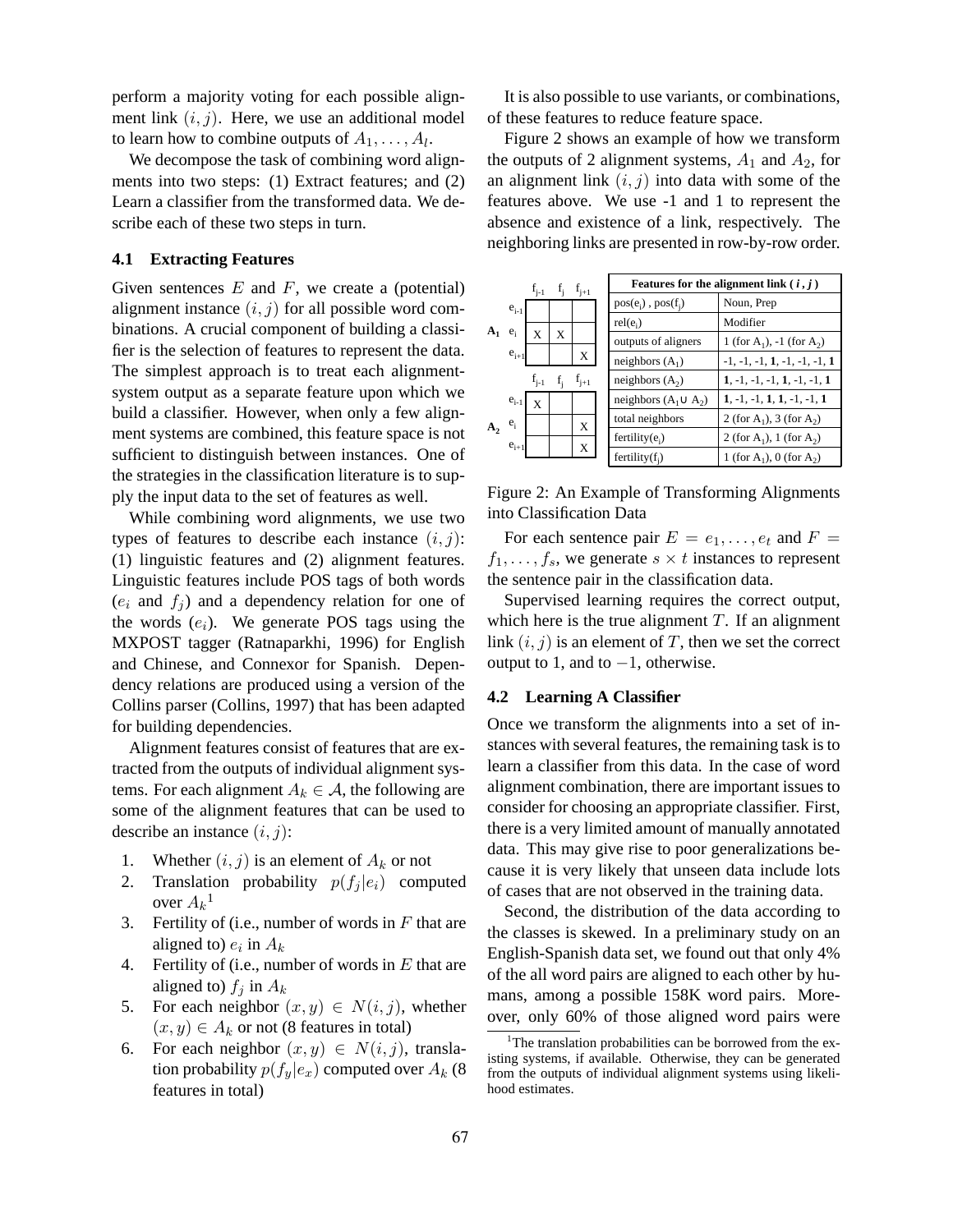perform a majority voting for each possible alignment link $(i, j)$. Here, we use an additional model to learn how to combine outputs of $A_1, \ldots, A_l$.

We decompose the task of combining word alignments into two steps: (1) Extract features; and (2) Learn a classifier from the transformed data. We describe each of these two steps in turn.

### 4.1 Extracting Features

Given sentences $E$ and $F$, we create a (potential) alignment instance $(i, j)$ for all possible word combinations. A crucial component of building a classifier is the selection of features to represent the data. The simplest approach is to treat each alignment-system output as a separate feature upon which we build a classifier. However, when only a few alignment systems are combined, this feature space is not sufficient to distinguish between instances. One of the strategies in the classification literature is to supply the input data to the set of features as well.

While combining word alignments, we use two types of features to describe each instance $(i, j)$: (1) linguistic features and (2) alignment features. Linguistic features include POS tags of both words ($e_i$ and $f_j$) and a dependency relation for one of the words ($e_i$). We generate POS tags using the MXPOST tagger (Ratnaparkhi, 1996) for English and Chinese, and Connexor for Spanish. Dependency relations are produced using a version of the Collins parser (Collins, 1997) that has been adapted for building dependencies.

Alignment features consist of features that are extracted from the outputs of individual alignment systems. For each alignment $A_k \in \mathcal{A}$, the following are some of the alignment features that can be used to describe an instance $(i, j)$:

1. Whether $(i, j)$ is an element of $A_k$ or not
2. Translation probability $p(f_j|e_i)$ computed over $A_k$[1]
3. Fertility of (i.e., number of words in $F$ that are aligned to) $e_i$ in $A_k$
4. Fertility of (i.e., number of words in $E$ that are aligned to) $f_j$ in $A_k$
5. For each neighbor $(x, y) \in N(i, j)$, whether $(x, y) \in A_k$ or not (8 features in total)
6. For each neighbor $(x, y) \in N(i, j)$, translation probability $p(f_y|e_x)$ computed over $A_k$ (8 features in total)

It is also possible to use variants, or combinations, of these features to reduce feature space.

Figure 2 shows an example of how we transform the outputs of 2 alignment systems, $A_1$ and $A_2$, for an alignment link $(i, j)$ into data with some of the features above. We use -1 and 1 to represent the absence and existence of a link, respectively. The neighboring links are presented in row-by-row order.

**$A_1$:**

| | $f_{j-1}$ | $f_j$ | $f_{j+1}$ |
|---|---|---|---|
| $e_{i-1}$ | | | |
| $e_i$ | X | X | |
| $e_{i+1}$ | | | X |

**$A_2$:**

| | $f_{j-1}$ | $f_j$ | $f_{j+1}$ |
|---|---|---|---|
| $e_{i-1}$ | X | | |
| $e_i$ | | | X |
| $e_{i+1}$ | | | X |

| **Features for the alignment link $(i, j)$** | |
|---|---|
| pos($e_i$) , pos($f_j$) | Noun, Prep |
| rel($e_i$) | Modifier |
| outputs of aligners | 1 (for $A_1$), -1 (for $A_2$) |
| neighbors ($A_1$) | -1, -1, -1, **1**, -1, -1, -1, **1** |
| neighbors ($A_2$) | **1**, -1, -1, -1, **1**, -1, -1, **1** |
| neighbors ($A_1 \cup A_2$) | **1**, -1, -1, **1**, **1**, -1, -1, **1** |
| total neighbors | 2 (for $A_1$), 3 (for $A_2$) |
| fertility($e_i$) | 2 (for $A_1$), 1 (for $A_2$) |
| fertility($f_j$) | 1 (for $A_1$), 0 (for $A_2$) |

Figure 2: An Example of Transforming Alignments into Classification Data

For each sentence pair $E = e_1, \ldots, e_t$ and $F = f_1, \ldots, f_s$, we generate $s \times t$ instances to represent the sentence pair in the classification data.

Supervised learning requires the correct output, which here is the true alignment $T$. If an alignment link $(i, j)$ is an element of $T$, then we set the correct output to 1, and to $-1$, otherwise.

### 4.2 Learning A Classifier

Once we transform the alignments into a set of instances with several features, the remaining task is to learn a classifier from this data. In the case of word alignment combination, there are important issues to consider for choosing an appropriate classifier. First, there is a very limited amount of manually annotated data. This may give rise to poor generalizations because it is very likely that unseen data include lots of cases that are not observed in the training data.

Second, the distribution of the data according to the classes is skewed. In a preliminary study on an English-Spanish data set, we found out that only 4% of the all word pairs are aligned to each other by humans, among a possible 158K word pairs. Moreover, only 60% of those aligned word pairs were

[1] The translation probabilities can be borrowed from the existing systems, if available. Otherwise, they can be generated from the outputs of individual alignment systems using likelihood estimates.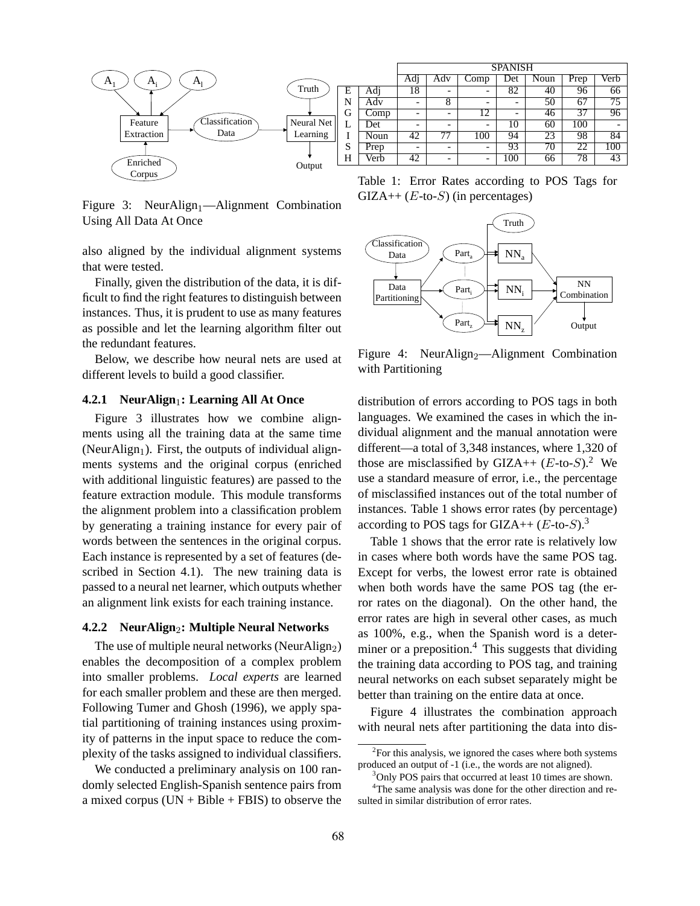Figure 3: NeurAlign$_1$—Alignment Combination Using All Data At Once

also aligned by the individual alignment systems that were tested.

Finally, given the distribution of the data, it is difficult to find the right features to distinguish between instances. Thus, it is prudent to use as many features as possible and let the learning algorithm filter out the redundant features.

Below, we describe how neural nets are used at different levels to build a good classifier.

#### 4.2.1 NeurAlign$_1$: Learning All At Once

Figure 3 illustrates how we combine alignments using all the training data at the same time (NeurAlign$_1$). First, the outputs of individual alignments systems and the original corpus (enriched with additional linguistic features) are passed to the feature extraction module. This module transforms the alignment problem into a classification problem by generating a training instance for every pair of words between the sentences in the original corpus. Each instance is represented by a set of features (described in Section 4.1). The new training data is passed to a neural net learner, which outputs whether an alignment link exists for each training instance.

#### 4.2.2 NeurAlign$_2$: Multiple Neural Networks

The use of multiple neural networks (NeurAlign$_2$) enables the decomposition of a complex problem into smaller problems. *Local experts* are learned for each smaller problem and these are then merged. Following Tumer and Ghosh (1996), we apply spatial partitioning of training instances using proximity of patterns in the input space to reduce the complexity of the tasks assigned to individual classifiers.

We conducted a preliminary analysis on 100 randomly selected English-Spanish sentence pairs from a mixed corpus (UN + Bible + FBIS) to observe the distribution of errors according to POS tags in both languages. We examined the cases in which the individual alignment and the manual annotation were different—a total of 3,348 instances, where 1,320 of those are misclassified by GIZA++ ($E$-to-$S$).[2] We use a standard measure of error, i.e., the percentage of misclassified instances out of the total number of instances. Table 1 shows error rates (by percentage) according to POS tags for GIZA++ ($E$-to-$S$).[3]

| | | SPANISH | | | | | | |
|---|---|---|---|---|---|---|---|---|
| | | Adj | Adv | Comp | Det | Noun | Prep | Verb |
| ENGLISH | Adj | 18 | - | - | 82 | 40 | 96 | 66 |
| | Adv | - | 8 | - | - | 50 | 67 | 75 |
| | Comp | - | - | 12 | - | 46 | 37 | 96 |
| | Det | - | - | - | 10 | 60 | 100 | - |
| | Noun | 42 | 77 | 100 | 94 | 23 | 98 | 84 |
| | Prep | - | - | - | 93 | 70 | 22 | 100 |
| | Verb | 42 | - | - | 100 | 66 | 78 | 43 |

Table 1: Error Rates according to POS Tags for GIZA++ ($E$-to-$S$) (in percentages)

Figure 4: NeurAlign$_2$—Alignment Combination with Partitioning

Table 1 shows that the error rate is relatively low in cases where both words have the same POS tag. Except for verbs, the lowest error rate is obtained when both words have the same POS tag (the error rates on the diagonal). On the other hand, the error rates are high in several other cases, as much as 100%, e.g., when the Spanish word is a determiner or a preposition.[4] This suggests that dividing the training data according to POS tag, and training neural networks on each subset separately might be better than training on the entire data at once.

Figure 4 illustrates the combination approach with neural nets after partitioning the data into dis-

[2]For this analysis, we ignored the cases where both systems produced an output of -1 (i.e., the words are not aligned).

[3]Only POS pairs that occurred at least 10 times are shown.

[4]The same analysis was done for the other direction and resulted in similar distribution of error rates.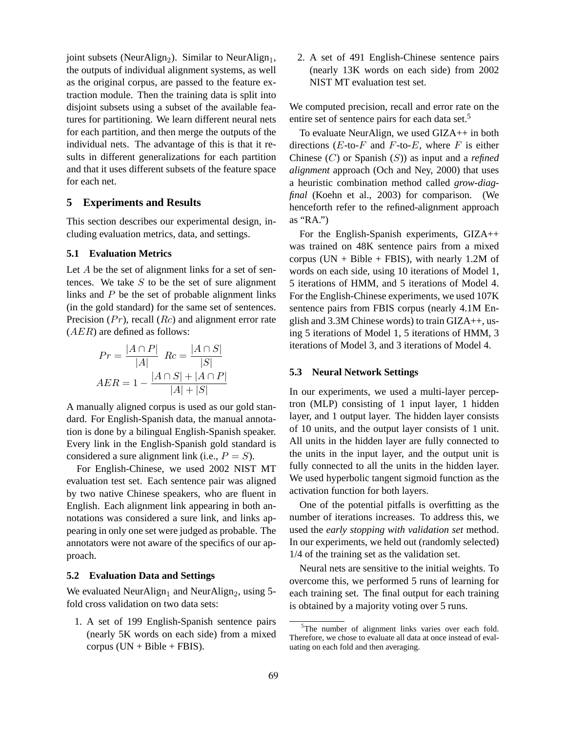joint subsets (NeurAlign$_2$). Similar to NeurAlign$_1$, the outputs of individual alignment systems, as well as the original corpus, are passed to the feature extraction module. Then the training data is split into disjoint subsets using a subset of the available features for partitioning. We learn different neural nets for each partition, and then merge the outputs of the individual nets. The advantage of this is that it results in different generalizations for each partition and that it uses different subsets of the feature space for each net.

## 5 Experiments and Results

This section describes our experimental design, including evaluation metrics, data, and settings.

### 5.1 Evaluation Metrics

Let $A$ be the set of alignment links for a set of sentences. We take $S$ to be the set of sure alignment links and $P$ be the set of probable alignment links (in the gold standard) for the same set of sentences. Precision ($Pr$), recall ($Rc$) and alignment error rate ($AER$) are defined as follows:

$$Pr = \frac{|A \cap P|}{|A|} \quad Rc = \frac{|A \cap S|}{|S|}$$

$$AER = 1 - \frac{|A \cap S| + |A \cap P|}{|A| + |S|}$$

A manually aligned corpus is used as our gold standard. For English-Spanish data, the manual annotation is done by a bilingual English-Spanish speaker. Every link in the English-Spanish gold standard is considered a sure alignment link (i.e., $P = S$).

For English-Chinese, we used 2002 NIST MT evaluation test set. Each sentence pair was aligned by two native Chinese speakers, who are fluent in English. Each alignment link appearing in both annotations was considered a sure link, and links appearing in only one set were judged as probable. The annotators were not aware of the specifics of our approach.

### 5.2 Evaluation Data and Settings

We evaluated NeurAlign$_1$ and NeurAlign$_2$, using 5-fold cross validation on two data sets:

1. A set of 199 English-Spanish sentence pairs (nearly 5K words on each side) from a mixed corpus (UN + Bible + FBIS).
2. A set of 491 English-Chinese sentence pairs (nearly 13K words on each side) from 2002 NIST MT evaluation test set.

We computed precision, recall and error rate on the entire set of sentence pairs for each data set.[5]

To evaluate NeurAlign, we used GIZA++ in both directions ($E$-to-$F$ and $F$-to-$E$, where $F$ is either Chinese ($C$) or Spanish ($S$)) as input and a *refined alignment* approach (Och and Ney, 2000) that uses a heuristic combination method called *grow-diag-final* (Koehn et al., 2003) for comparison. (We henceforth refer to the refined-alignment approach as "RA.")

For the English-Spanish experiments, GIZA++ was trained on 48K sentence pairs from a mixed corpus (UN + Bible + FBIS), with nearly 1.2M of words on each side, using 10 iterations of Model 1, 5 iterations of HMM, and 5 iterations of Model 4. For the English-Chinese experiments, we used 107K sentence pairs from FBIS corpus (nearly 4.1M English and 3.3M Chinese words) to train GIZA++, using 5 iterations of Model 1, 5 iterations of HMM, 3 iterations of Model 3, and 3 iterations of Model 4.

### 5.3 Neural Network Settings

In our experiments, we used a multi-layer perceptron (MLP) consisting of 1 input layer, 1 hidden layer, and 1 output layer. The hidden layer consists of 10 units, and the output layer consists of 1 unit. All units in the hidden layer are fully connected to the units in the input layer, and the output unit is fully connected to all the units in the hidden layer. We used hyperbolic tangent sigmoid function as the activation function for both layers.

One of the potential pitfalls is overfitting as the number of iterations increases. To address this, we used the *early stopping with validation set* method. In our experiments, we held out (randomly selected) 1/4 of the training set as the validation set.

Neural nets are sensitive to the initial weights. To overcome this, we performed 5 runs of learning for each training set. The final output for each training is obtained by a majority voting over 5 runs.

[5] The number of alignment links varies over each fold. Therefore, we chose to evaluate all data at once instead of evaluating on each fold and then averaging.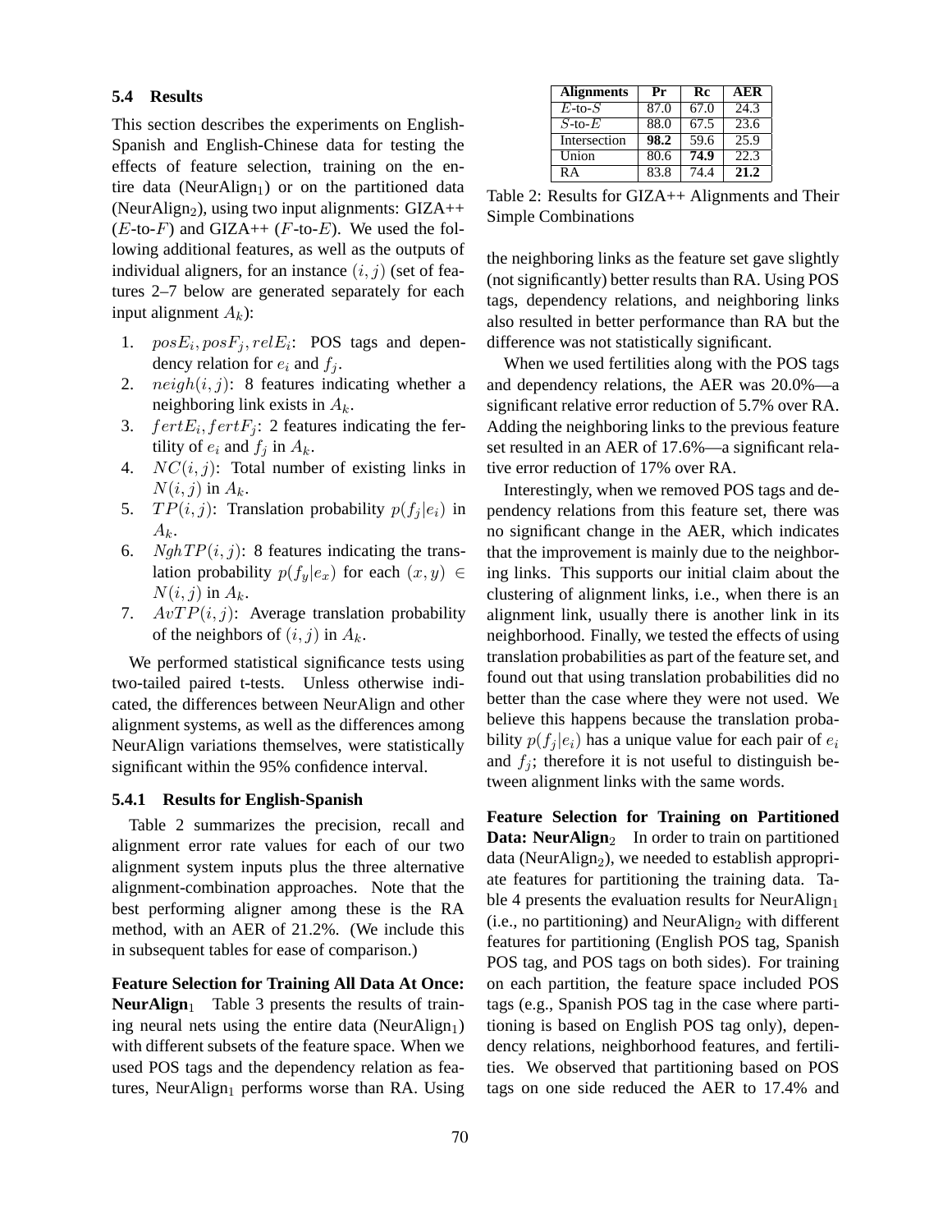### 5.4 Results

This section describes the experiments on English-Spanish and English-Chinese data for testing the effects of feature selection, training on the entire data (NeurAlign$_1$) or on the partitioned data (NeurAlign$_2$), using two input alignments: GIZA++ ($E$-to-$F$) and GIZA++ ($F$-to-$E$). We used the following additional features, as well as the outputs of individual aligners, for an instance $(i, j)$ (set of features 2–7 below are generated separately for each input alignment $A_k$):

1. $posE_i, posF_j, relE_i$: POS tags and dependency relation for $e_i$ and $f_j$.
2. $neigh(i, j)$: 8 features indicating whether a neighboring link exists in $A_k$.
3. $fertE_i, fertF_j$: 2 features indicating the fertility of $e_i$ and $f_j$ in $A_k$.
4. $NC(i, j)$: Total number of existing links in $N(i, j)$ in $A_k$.
5. $TP(i, j)$: Translation probability $p(f_j|e_i)$ in $A_k$.
6. $NghTP(i, j)$: 8 features indicating the translation probability $p(f_y|e_x)$ for each $(x, y) \in N(i, j)$ in $A_k$.
7. $AvTP(i, j)$: Average translation probability of the neighbors of $(i, j)$ in $A_k$.

We performed statistical significance tests using two-tailed paired t-tests. Unless otherwise indicated, the differences between NeurAlign and other alignment systems, as well as the differences among NeurAlign variations themselves, were statistically significant within the 95% confidence interval.

#### 5.4.1 Results for English-Spanish

Table 2 summarizes the precision, recall and alignment error rate values for each of our two alignment system inputs plus the three alternative alignment-combination approaches. Note that the best performing aligner among these is the RA method, with an AER of 21.2%. (We include this in subsequent tables for ease of comparison.)

| Alignments | Pr | Rc | AER |
|---|---|---|---|
| $E$-to-$S$ | 87.0 | 67.0 | 24.3 |
| $S$-to-$E$ | 88.0 | 67.5 | 23.6 |
| Intersection | **98.2** | 59.6 | 25.9 |
| Union | 80.6 | **74.9** | 22.3 |
| RA | 83.8 | 74.4 | **21.2** |

Table 2: Results for GIZA++ Alignments and Their Simple Combinations

**Feature Selection for Training All Data At Once: NeurAlign$_1$** Table 3 presents the results of training neural nets using the entire data (NeurAlign$_1$) with different subsets of the feature space. When we used POS tags and the dependency relation as features, NeurAlign$_1$ performs worse than RA. Using the neighboring links as the feature set gave slightly (not significantly) better results than RA. Using POS tags, dependency relations, and neighboring links also resulted in better performance than RA but the difference was not statistically significant.

When we used fertilities along with the POS tags and dependency relations, the AER was 20.0%—a significant relative error reduction of 5.7% over RA. Adding the neighboring links to the previous feature set resulted in an AER of 17.6%—a significant relative error reduction of 17% over RA.

Interestingly, when we removed POS tags and dependency relations from this feature set, there was no significant change in the AER, which indicates that the improvement is mainly due to the neighboring links. This supports our initial claim about the clustering of alignment links, i.e., when there is an alignment link, usually there is another link in its neighborhood. Finally, we tested the effects of using translation probabilities as part of the feature set, and found out that using translation probabilities did no better than the case where they were not used. We believe this happens because the translation probability $p(f_j|e_i)$ has a unique value for each pair of $e_i$ and $f_j$; therefore it is not useful to distinguish between alignment links with the same words.

**Feature Selection for Training on Partitioned Data: NeurAlign$_2$** In order to train on partitioned data (NeurAlign$_2$), we needed to establish appropriate features for partitioning the training data. Table 4 presents the evaluation results for NeurAlign$_1$ (i.e., no partitioning) and NeurAlign$_2$ with different features for partitioning (English POS tag, Spanish POS tag, and POS tags on both sides). For training on each partition, the feature space included POS tags (e.g., Spanish POS tag in the case where partitioning is based on English POS tag only), dependency relations, neighborhood features, and fertilities. We observed that partitioning based on POS tags on one side reduced the AER to 17.4% and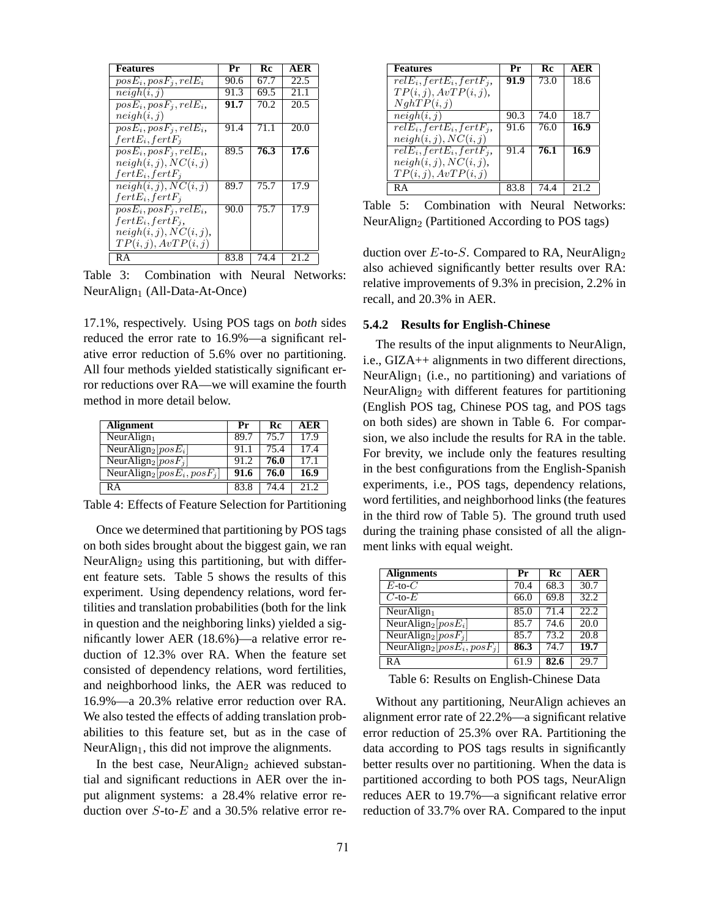| **Features** | **Pr** | **Rc** | **AER** |
|---|---|---|---|
| $posE_i, posF_j, relE_i$ | 90.6 | 67.7 | 22.5 |
| $neigh(i, j)$ | 91.3 | 69.5 | 21.1 |
| $posE_i, posF_j, relE_i$, $neigh(i, j)$ | **91.7** | 70.2 | 20.5 |
| $posE_i, posF_j, relE_i$, $fertE_i, fertF_j$ | 91.4 | 71.1 | 20.0 |
| $posE_i, posF_j, relE_i$, $neigh(i, j), NC(i, j)$ $fertE_i, fertF_j$ | 89.5 | **76.3** | **17.6** |
| $neigh(i, j), NC(i, j)$ $fertE_i, fertF_j$ | 89.7 | 75.7 | 17.9 |
| $posE_i, posF_j, relE_i$, $fertE_i, fertF_j$, $neigh(i, j), NC(i, j)$, $TP(i, j), AvTP(i, j)$ | 90.0 | 75.7 | 17.9 |
| RA | 83.8 | 74.4 | 21.2 |

Table 3: Combination with Neural Networks: NeurAlign$_1$ (All-Data-At-Once)

17.1%, respectively. Using POS tags on *both* sides reduced the error rate to 16.9%—a significant relative error reduction of 5.6% over no partitioning. All four methods yielded statistically significant error reductions over RA—we will examine the fourth method in more detail below.

| **Alignment** | **Pr** | **Rc** | **AER** |
|---|---|---|---|
| NeurAlign$_1$ | 89.7 | 75.7 | 17.9 |
| NeurAlign$_2[posE_i]$ | 91.1 | 75.4 | 17.4 |
| NeurAlign$_2[posF_j]$ | 91.2 | **76.0** | 17.1 |
| NeurAlign$_2[posE_i, posF_j]$ | **91.6** | **76.0** | **16.9** |
| RA | 83.8 | 74.4 | 21.2 |

Table 4: Effects of Feature Selection for Partitioning

Once we determined that partitioning by POS tags on both sides brought about the biggest gain, we ran NeurAlign$_2$ using this partitioning, but with different feature sets. Table 5 shows the results of this experiment. Using dependency relations, word fertilities and translation probabilities (both for the link in question and the neighboring links) yielded a significantly lower AER (18.6%)—a relative error reduction of 12.3% over RA. When the feature set consisted of dependency relations, word fertilities, and neighborhood links, the AER was reduced to 16.9%—a 20.3% relative error reduction over RA. We also tested the effects of adding translation probabilities to this feature set, but as in the case of NeurAlign$_1$, this did not improve the alignments.

In the best case, NeurAlign$_2$ achieved substantial and significant reductions in AER over the input alignment systems: a 28.4% relative error reduction over $S$-to-$E$ and a 30.5% relative error reduction over $E$-to-$S$. Compared to RA, NeurAlign$_2$ also achieved significantly better results over RA: relative improvements of 9.3% in precision, 2.2% in recall, and 20.3% in AER.

| **Features** | **Pr** | **Rc** | **AER** |
|---|---|---|---|
| $relE_i, fertE_i, fertF_j$, $TP(i, j), AvTP(i, j)$, $NghTP(i, j)$ | **91.9** | 73.0 | 18.6 |
| $neigh(i, j)$ | 90.3 | 74.0 | 18.7 |
| $relE_i, fertE_i, fertF_j$, $neigh(i, j), NC(i, j)$ | 91.6 | 76.0 | **16.9** |
| $relE_i, fertE_i, fertF_j$, $neigh(i, j), NC(i, j)$, $TP(i, j), AvTP(i, j)$ | 91.4 | **76.1** | **16.9** |
| RA | 83.8 | 74.4 | 21.2 |

Table 5: Combination with Neural Networks: NeurAlign$_2$ (Partitioned According to POS tags)

### 5.4.2 Results for English-Chinese

The results of the input alignments to NeurAlign, i.e., GIZA++ alignments in two different directions, NeurAlign$_1$ (i.e., no partitioning) and variations of NeurAlign$_2$ with different features for partitioning (English POS tag, Chinese POS tag, and POS tags on both sides) are shown in Table 6. For comparison, we also include the results for RA in the table. For brevity, we include only the features resulting in the best configurations from the English-Spanish experiments, i.e., POS tags, dependency relations, word fertilities, and neighborhood links (the features in the third row of Table 5). The ground truth used during the training phase consisted of all the alignment links with equal weight.

| **Alignments** | **Pr** | **Rc** | **AER** |
|---|---|---|---|
| $E$-to-$C$ | 70.4 | 68.3 | 30.7 |
| $C$-to-$E$ | 66.0 | 69.8 | 32.2 |
| NeurAlign$_1$ | 85.0 | 71.4 | 22.2 |
| NeurAlign$_2[posE_i]$ | 85.7 | 74.6 | 20.0 |
| NeurAlign$_2[posF_j]$ | 85.7 | 73.2 | 20.8 |
| NeurAlign$_2[posE_i, posF_j]$ | **86.3** | 74.7 | **19.7** |
| RA | 61.9 | **82.6** | 29.7 |

Table 6: Results on English-Chinese Data

Without any partitioning, NeurAlign achieves an alignment error rate of 22.2%—a significant relative error reduction of 25.3% over RA. Partitioning the data according to POS tags results in significantly better results over no partitioning. When the data is partitioned according to both POS tags, NeurAlign reduces AER to 19.7%—a significant relative error reduction of 33.7% over RA. Compared to the input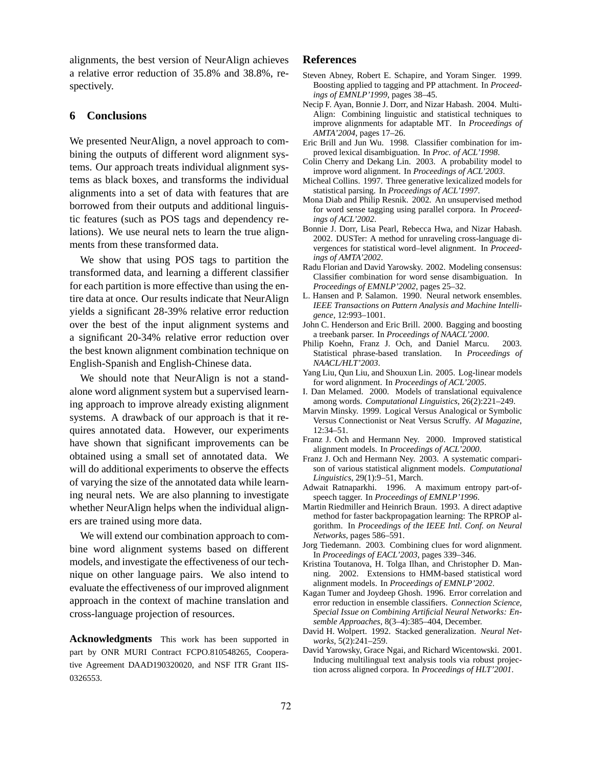alignments, the best version of NeurAlign achieves a relative error reduction of 35.8% and 38.8%, respectively.

## 6 Conclusions

We presented NeurAlign, a novel approach to combining the outputs of different word alignment systems. Our approach treats individual alignment systems as black boxes, and transforms the individual alignments into a set of data with features that are borrowed from their outputs and additional linguistic features (such as POS tags and dependency relations). We use neural nets to learn the true alignments from these transformed data.

We show that using POS tags to partition the transformed data, and learning a different classifier for each partition is more effective than using the entire data at once. Our results indicate that NeurAlign yields a significant 28-39% relative error reduction over the best of the input alignment systems and a significant 20-34% relative error reduction over the best known alignment combination technique on English-Spanish and English-Chinese data.

We should note that NeurAlign is not a stand-alone word alignment system but a supervised learning approach to improve already existing alignment systems. A drawback of our approach is that it requires annotated data. However, our experiments have shown that significant improvements can be obtained using a small set of annotated data. We will do additional experiments to observe the effects of varying the size of the annotated data while learning neural nets. We are also planning to investigate whether NeurAlign helps when the individual aligners are trained using more data.

We will extend our combination approach to combine word alignment systems based on different models, and investigate the effectiveness of our technique on other language pairs. We also intend to evaluate the effectiveness of our improved alignment approach in the context of machine translation and cross-language projection of resources.

**Acknowledgments** This work has been supported in part by ONR MURI Contract FCPO.810548265, Cooperative Agreement DAAD190320020, and NSF ITR Grant IIS-0326553.

## References

Steven Abney, Robert E. Schapire, and Yoram Singer. 1999. Boosting applied to tagging and PP attachment. In *Proceedings of EMNLP'1999*, pages 38–45.

Necip F. Ayan, Bonnie J. Dorr, and Nizar Habash. 2004. Multi-Align: Combining linguistic and statistical techniques to improve alignments for adaptable MT. In *Proceedings of AMTA'2004*, pages 17–26.

Eric Brill and Jun Wu. 1998. Classifier combination for improved lexical disambiguation. In *Proc. of ACL'1998*.

Colin Cherry and Dekang Lin. 2003. A probability model to improve word alignment. In *Proceedings of ACL'2003*.

Micheal Collins. 1997. Three generative lexicalized models for statistical parsing. In *Proceedings of ACL'1997*.

Mona Diab and Philip Resnik. 2002. An unsupervised method for word sense tagging using parallel corpora. In *Proceedings of ACL'2002*.

Bonnie J. Dorr, Lisa Pearl, Rebecca Hwa, and Nizar Habash. 2002. DUSTer: A method for unraveling cross-language divergences for statistical word–level alignment. In *Proceedings of AMTA'2002*.

Radu Florian and David Yarowsky. 2002. Modeling consensus: Classifier combination for word sense disambiguation. In *Proceedings of EMNLP'2002*, pages 25–32.

L. Hansen and P. Salamon. 1990. Neural network ensembles. *IEEE Transactions on Pattern Analysis and Machine Intelligence*, 12:993–1001.

John C. Henderson and Eric Brill. 2000. Bagging and boosting a treebank parser. In *Proceedings of NAACL'2000*.

Philip Koehn, Franz J. Och, and Daniel Marcu. 2003. Statistical phrase-based translation. In *Proceedings of NAACL/HLT'2003*.

Yang Liu, Qun Liu, and Shouxun Lin. 2005. Log-linear models for word alignment. In *Proceedings of ACL'2005*.

I. Dan Melamed. 2000. Models of translational equivalence among words. *Computational Linguistics*, 26(2):221–249.

Marvin Minsky. 1999. Logical Versus Analogical or Symbolic Versus Connectionist or Neat Versus Scruffy. *AI Magazine*, 12:34–51.

Franz J. Och and Hermann Ney. 2000. Improved statistical alignment models. In *Proceedings of ACL'2000*.

Franz J. Och and Hermann Ney. 2003. A systematic comparison of various statistical alignment models. *Computational Linguistics*, 29(1):9–51, March.

Adwait Ratnaparkhi. 1996. A maximum entropy part-of-speech tagger. In *Proceedings of EMNLP'1996*.

Martin Riedmiller and Heinrich Braun. 1993. A direct adaptive method for faster backpropagation learning: The RPROP algorithm. In *Proceedings of the IEEE Intl. Conf. on Neural Networks*, pages 586–591.

Jorg Tiedemann. 2003. Combining clues for word alignment. In *Proceedings of EACL'2003*, pages 339–346.

Kristina Toutanova, H. Tolga Ilhan, and Christopher D. Manning. 2002. Extensions to HMM-based statistical word alignment models. In *Proceedings of EMNLP'2002*.

Kagan Tumer and Joydeep Ghosh. 1996. Error correlation and error reduction in ensemble classifiers. *Connection Science, Special Issue on Combining Artificial Neural Networks: Ensemble Approaches*, 8(3–4):385–404, December.

David H. Wolpert. 1992. Stacked generalization. *Neural Networks*, 5(2):241–259.

David Yarowsky, Grace Ngai, and Richard Wicentowski. 2001. Inducing multilingual text analysis tools via robust projection across aligned corpora. In *Proceedings of HLT'2001*.